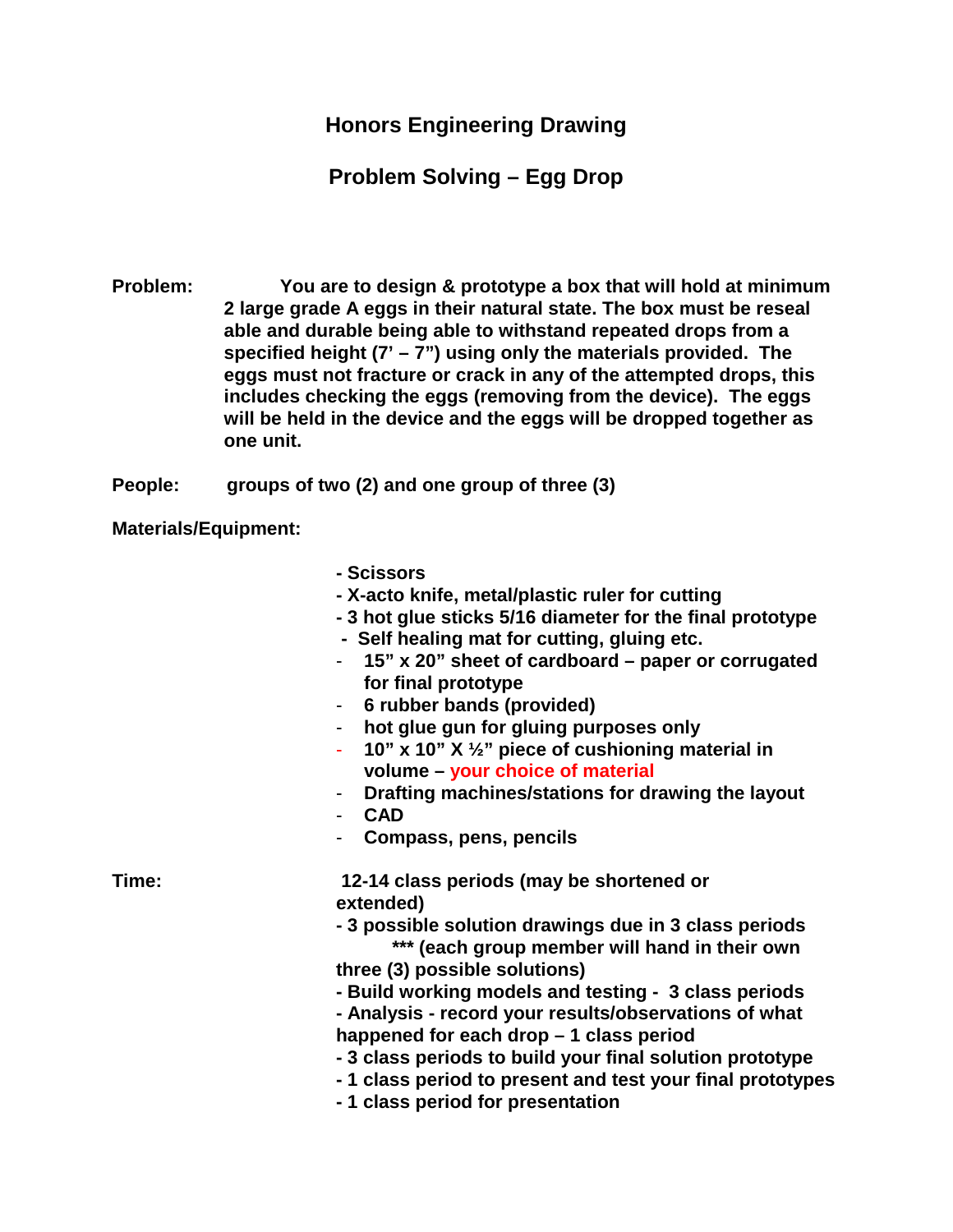# Honors Engineering Drawing

## Problem Solving – Egg Drop

**Problem:** You are to design & prototype a box that will hold at minimum 2 large grade A eggs in their natural state. The box must be reseal able and durable being able to withstand repeated drops from a specified height (7' – 7") using only the materials provided. The eggs must not fracture or crack in any of the attempted drops, this includes checking the eggs (removing from the device). The eggs will be held in the device and the eggs will be dropped together as one unit.

**People:** groups of two (2) and one group of three (3)

**Materials/Equipment:**

- Scissors
- X-acto knife, metal/plastic ruler for cutting
- 3 hot glue sticks 5/16 diameter for the final prototype
- Self healing mat for cutting, gluing etc.
- 15" x 20" sheet of cardboard – paper or corrugated for final prototype
- 6 rubber bands (provided)
- hot glue gun for gluing purposes only
- 10" x 10" X ½" piece of cushioning material in volume – your choice of material
- Drafting machines/stations for drawing the layout
- CAD
- Compass, pens, pencils

**Time:** 12-14 class periods (may be shortened or extended)

- 3 possible solution drawings due in 3 class periods
  *** (each group member will hand in their own three (3) possible solutions)
- Build working models and testing - 3 class periods
- Analysis - record your results/observations of what happened for each drop – 1 class period
- 3 class periods to build your final solution prototype
- 1 class period to present and test your final prototypes
- 1 class period for presentation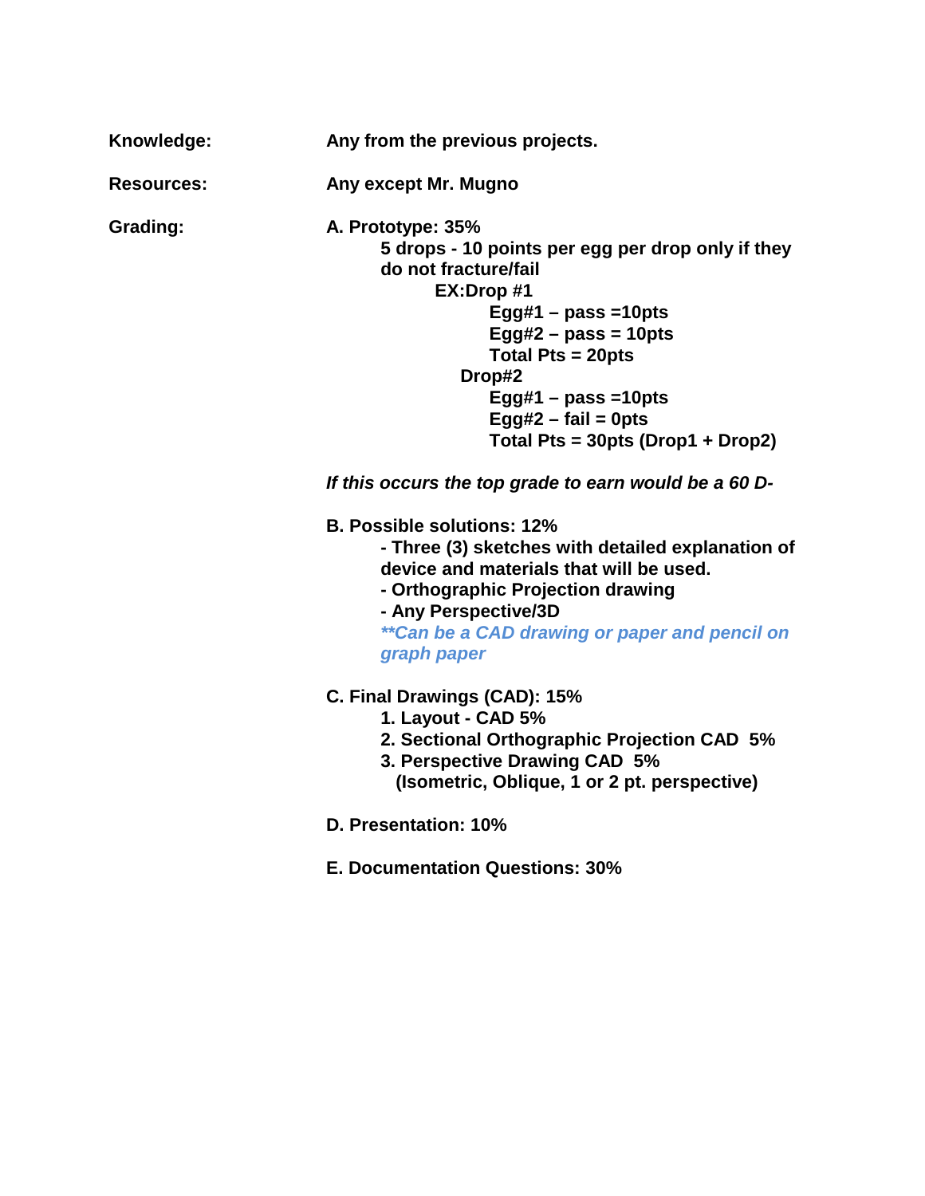**Knowledge:** **Any from the previous projects.**

**Resources:** **Any except Mr. Mugno**

**Grading:**

**A. Prototype: 35%**

- **5 drops - 10 points per egg per drop only if they do not fracture/fail**
  - **EX:Drop #1**
    - **Egg#1 – pass =10pts**
    - **Egg#2 – pass = 10pts**
    - **Total Pts = 20pts**
  - **Drop#2**
    - **Egg#1 – pass =10pts**
    - **Egg#2 – fail = 0pts**
    - **Total Pts = 30pts (Drop1 + Drop2)**

***If this occurs the top grade to earn would be a 60 D-***

**B. Possible solutions: 12%**

- **Three (3) sketches with detailed explanation of device and materials that will be used.**
- **Orthographic Projection drawing**
- **Any Perspective/3D**

***\*\*Can be a CAD drawing or paper and pencil on graph paper***

**C. Final Drawings (CAD): 15%**

1. **Layout - CAD 5%**
2. **Sectional Orthographic Projection CAD 5%**
3. **Perspective Drawing CAD 5%**
   **(Isometric, Oblique, 1 or 2 pt. perspective)**

**D. Presentation: 10%**

**E. Documentation Questions: 30%**